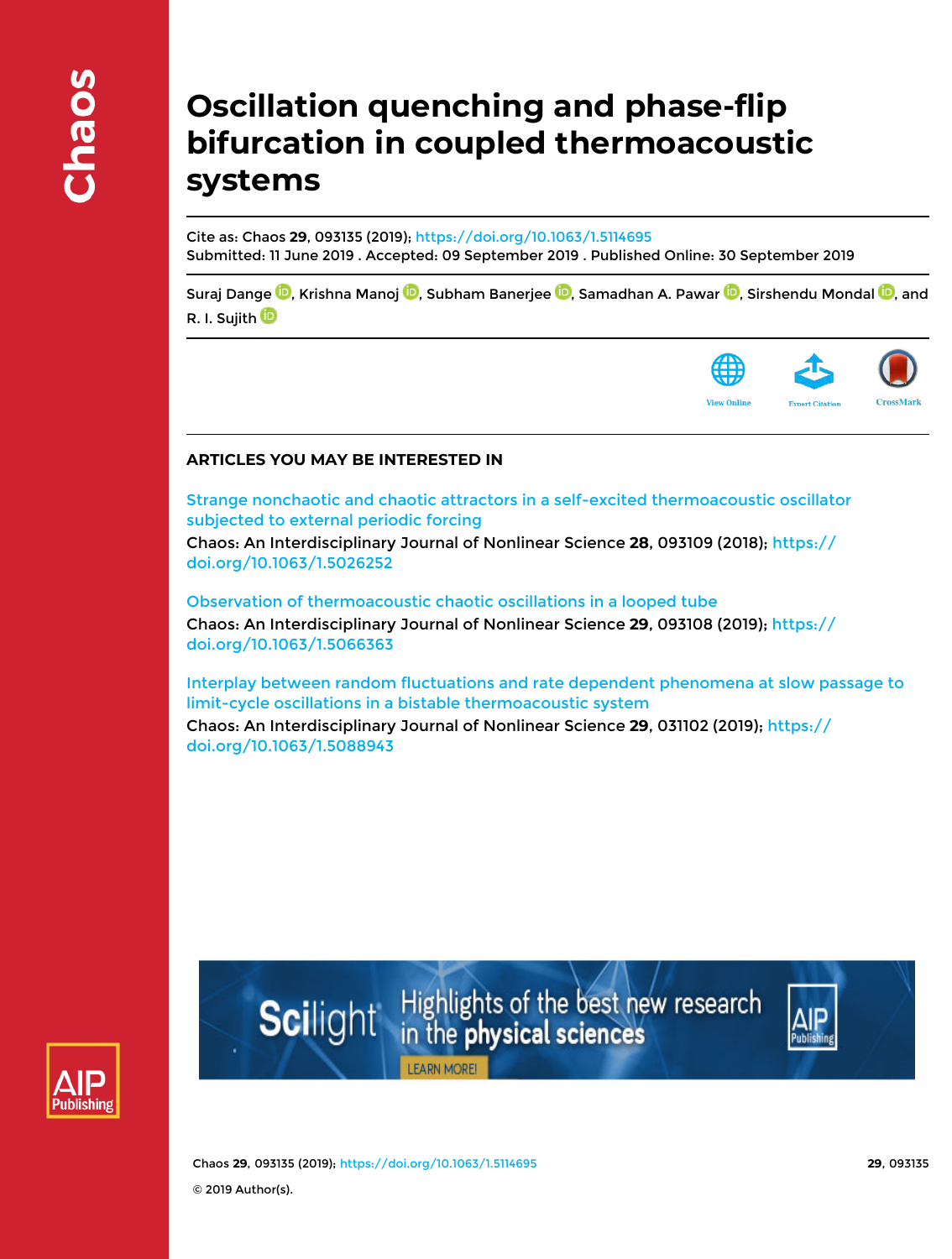# Oscillation quenching and phase-flip bifurcation in coupled thermoacoustic systems

Cite as: Chaos **29**, 093135 (2019); https://doi.org/10.1063/1.5114695
Submitted: 11 June 2019 . Accepted: 09 September 2019 . Published Online: 30 September 2019

Suraj Dange, Krishna Manoj, Subham Banerjee, Samadhan A. Pawar, Sirshendu Mondal, and R. I. Sujith

## ARTICLES YOU MAY BE INTERESTED IN

Strange nonchaotic and chaotic attractors in a self-excited thermoacoustic oscillator subjected to external periodic forcing
Chaos: An Interdisciplinary Journal of Nonlinear Science **28**, 093109 (2018); https://doi.org/10.1063/1.5026252

Observation of thermoacoustic chaotic oscillations in a looped tube
Chaos: An Interdisciplinary Journal of Nonlinear Science **29**, 093108 (2019); https://doi.org/10.1063/1.5066363

Interplay between random fluctuations and rate dependent phenomena at slow passage to limit-cycle oscillations in a bistable thermoacoustic system
Chaos: An Interdisciplinary Journal of Nonlinear Science **29**, 031102 (2019); https://doi.org/10.1063/1.5088943

© 2019 Author(s).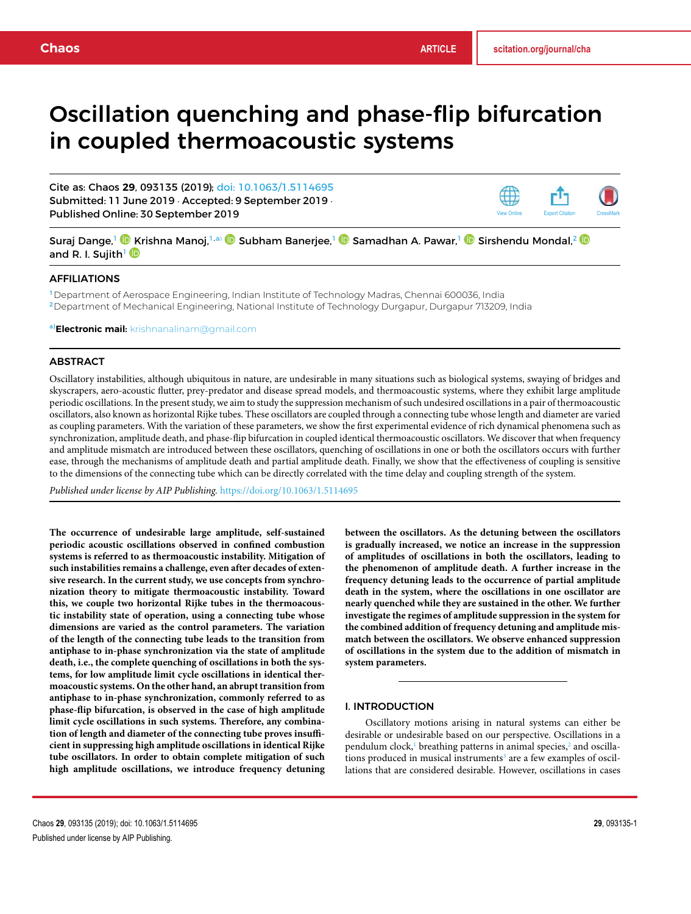# Oscillation quenching and phase-flip bifurcation in coupled thermoacoustic systems

Cite as: Chaos **29**, 093135 (2019); doi: 10.1063/1.5114695
Submitted: 11 June 2019 · Accepted: 9 September 2019 ·
Published Online: 30 September 2019

Suraj Dange,[1] Krishna Manoj,[1,a)] Subham Banerjee,[1] Samadhan A. Pawar,[1] Sirshendu Mondal,[2] and R. I. Sujith[1]

## AFFILIATIONS

[1] Department of Aerospace Engineering, Indian Institute of Technology Madras, Chennai 600036, India
[2] Department of Mechanical Engineering, National Institute of Technology Durgapur, Durgapur 713209, India

[a)] **Electronic mail:** krishnanalinam@gmail.com

## ABSTRACT

Oscillatory instabilities, although ubiquitous in nature, are undesirable in many situations such as biological systems, swaying of bridges and skyscrapers, aero-acoustic flutter, prey-predator and disease spread models, and thermoacoustic systems, where they exhibit large amplitude periodic oscillations. In the present study, we aim to study the suppression mechanism of such undesired oscillations in a pair of thermoacoustic oscillators, also known as horizontal Rijke tubes. These oscillators are coupled through a connecting tube whose length and diameter are varied as coupling parameters. With the variation of these parameters, we show the first experimental evidence of rich dynamical phenomena such as synchronization, amplitude death, and phase-flip bifurcation in coupled identical thermoacoustic oscillators. We discover that when frequency and amplitude mismatch are introduced between these oscillators, quenching of oscillations in one or both the oscillators occurs with further ease, through the mechanisms of amplitude death and partial amplitude death. Finally, we show that the effectiveness of coupling is sensitive to the dimensions of the connecting tube which can be directly correlated with the time delay and coupling strength of the system.

*Published under license by AIP Publishing.* https://doi.org/10.1063/1.5114695

**The occurrence of undesirable large amplitude, self-sustained periodic acoustic oscillations observed in confined combustion systems is referred to as thermoacoustic instability. Mitigation of such instabilities remains a challenge, even after decades of extensive research. In the current study, we use concepts from synchronization theory to mitigate thermoacoustic instability. Toward this, we couple two horizontal Rijke tubes in the thermoacoustic instability state of operation, using a connecting tube whose dimensions are varied as the control parameters. The variation of the length of the connecting tube leads to the transition from antiphase to in-phase synchronization via the state of amplitude death, i.e., the complete quenching of oscillations in both the systems, for low amplitude limit cycle oscillations in identical thermoacoustic systems. On the other hand, an abrupt transition from antiphase to in-phase synchronization, commonly referred to as phase-flip bifurcation, is observed in the case of high amplitude limit cycle oscillations in such systems. Therefore, any combination of length and diameter of the connecting tube proves insufficient in suppressing high amplitude oscillations in identical Rijke tube oscillators. In order to obtain complete mitigation of such high amplitude oscillations, we introduce frequency detuning between the oscillators. As the detuning between the oscillators is gradually increased, we notice an increase in the suppression of amplitudes of oscillations in both the oscillators, leading to the phenomenon of amplitude death. A further increase in the frequency detuning leads to the occurrence of partial amplitude death in the system, where the oscillations in one oscillator are nearly quenched while they are sustained in the other. We further investigate the regimes of amplitude suppression in the system for the combined addition of frequency detuning and amplitude mismatch between the oscillators. We observe enhanced suppression of oscillations in the system due to the addition of mismatch in system parameters.**

## I. INTRODUCTION

Oscillatory motions arising in natural systems can either be desirable or undesirable based on our perspective. Oscillations in a pendulum clock,[1] breathing patterns in animal species,[2] and oscillations produced in musical instruments[3] are a few examples of oscillations that are considered desirable. However, oscillations in cases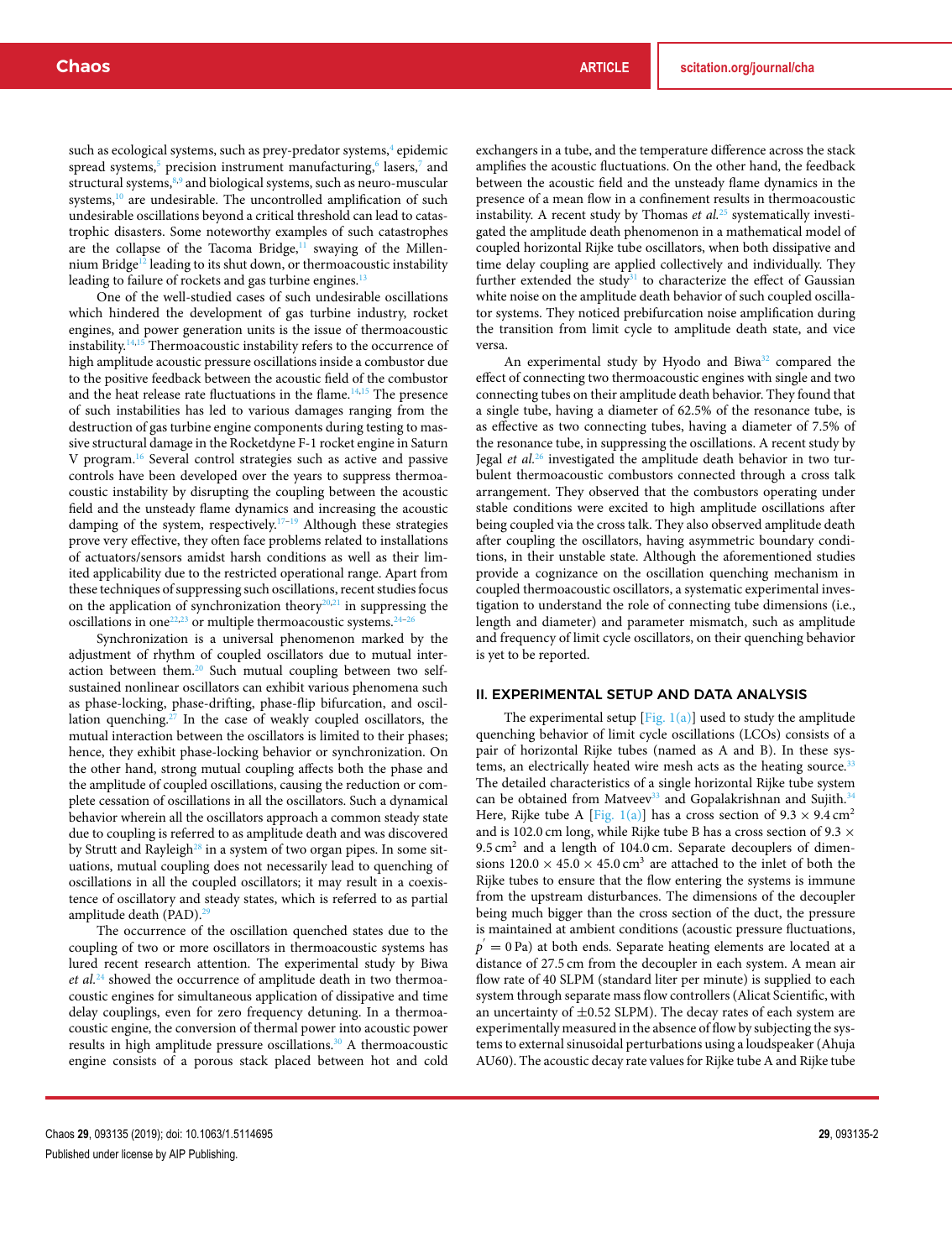such as ecological systems, such as prey-predator systems,[4] epidemic spread systems,[5] precision instrument manufacturing,[6] lasers,[7] and structural systems,[8,9] and biological systems, such as neuro-muscular systems,[10] are undesirable. The uncontrolled amplification of such undesirable oscillations beyond a critical threshold can lead to catastrophic disasters. Some noteworthy examples of such catastrophes are the collapse of the Tacoma Bridge,[11] swaying of the Millennium Bridge[12] leading to its shut down, or thermoacoustic instability leading to failure of rockets and gas turbine engines.[13]

One of the well-studied cases of such undesirable oscillations which hindered the development of gas turbine industry, rocket engines, and power generation units is the issue of thermoacoustic instability.[14,15] Thermoacoustic instability refers to the occurrence of high amplitude acoustic pressure oscillations inside a combustor due to the positive feedback between the acoustic field of the combustor and the heat release rate fluctuations in the flame.[14,15] The presence of such instabilities has led to various damages ranging from the destruction of gas turbine engine components during testing to massive structural damage in the Rocketdyne F-1 rocket engine in Saturn V program.[16] Several control strategies such as active and passive controls have been developed over the years to suppress thermoacoustic instability by disrupting the coupling between the acoustic field and the unsteady flame dynamics and increasing the acoustic damping of the system, respectively.[17–19] Although these strategies prove very effective, they often face problems related to installations of actuators/sensors amidst harsh conditions as well as their limited applicability due to the restricted operational range. Apart from these techniques of suppressing such oscillations, recent studies focus on the application of synchronization theory[20,21] in suppressing the oscillations in one[22,23] or multiple thermoacoustic systems.[24–26]

Synchronization is a universal phenomenon marked by the adjustment of rhythm of coupled oscillators due to mutual interaction between them.[20] Such mutual coupling between two self-sustained nonlinear oscillators can exhibit various phenomena such as phase-locking, phase-drifting, phase-flip bifurcation, and oscillation quenching.[27] In the case of weakly coupled oscillators, the mutual interaction between the oscillators is limited to their phases; hence, they exhibit phase-locking behavior or synchronization. On the other hand, strong mutual coupling affects both the phase and the amplitude of coupled oscillations, causing the reduction or complete cessation of oscillations in all the oscillators. Such a dynamical behavior wherein all the oscillators approach a common steady state due to coupling is referred to as amplitude death and was discovered by Strutt and Rayleigh[28] in a system of two organ pipes. In some situations, mutual coupling does not necessarily lead to quenching of oscillations in all the coupled oscillators; it may result in a coexistence of oscillatory and steady states, which is referred to as partial amplitude death (PAD).[29]

The occurrence of the oscillation quenched states due to the coupling of two or more oscillators in thermoacoustic systems has lured recent research attention. The experimental study by Biwa *et al.*[24] showed the occurrence of amplitude death in two thermoacoustic engines for simultaneous application of dissipative and time delay couplings, even for zero frequency detuning. In a thermoacoustic engine, the conversion of thermal power into acoustic power results in high amplitude pressure oscillations.[30] A thermoacoustic engine consists of a porous stack placed between hot and cold exchangers in a tube, and the temperature difference across the stack amplifies the acoustic fluctuations. On the other hand, the feedback between the acoustic field and the unsteady flame dynamics in the presence of a mean flow in a confinement results in thermoacoustic instability. A recent study by Thomas *et al.*[25] systematically investigated the amplitude death phenomenon in a mathematical model of coupled horizontal Rijke tube oscillators, when both dissipative and time delay coupling are applied collectively and individually. They further extended the study[31] to characterize the effect of Gaussian white noise on the amplitude death behavior of such coupled oscillator systems. They noticed prebifurcation noise amplification during the transition from limit cycle to amplitude death state, and vice versa.

An experimental study by Hyodo and Biwa[32] compared the effect of connecting two thermoacoustic engines with single and two connecting tubes on their amplitude death behavior. They found that a single tube, having a diameter of 62.5% of the resonance tube, is as effective as two connecting tubes, having a diameter of 7.5% of the resonance tube, in suppressing the oscillations. A recent study by Jegal *et al.*[26] investigated the amplitude death behavior in two turbulent thermoacoustic combustors connected through a cross talk arrangement. They observed that the combustors operating under stable conditions were excited to high amplitude oscillations after being coupled via the cross talk. They also observed amplitude death after coupling the oscillators, having asymmetric boundary conditions, in their unstable state. Although the aforementioned studies provide a cognizance on the oscillation quenching mechanism in coupled thermoacoustic oscillators, a systematic experimental investigation to understand the role of connecting tube dimensions (i.e., length and diameter) and parameter mismatch, such as amplitude and frequency of limit cycle oscillators, on their quenching behavior is yet to be reported.

## II. EXPERIMENTAL SETUP AND DATA ANALYSIS

The experimental setup [Fig. 1(a)] used to study the amplitude quenching behavior of limit cycle oscillations (LCOs) consists of a pair of horizontal Rijke tubes (named as A and B). In these systems, an electrically heated wire mesh acts as the heating source.[33] The detailed characteristics of a single horizontal Rijke tube system can be obtained from Matveev[33] and Gopalakrishnan and Sujith.[34] Here, Rijke tube A [Fig. 1(a)] has a cross section of $9.3 \times 9.4\,\mathrm{cm}^2$ and is 102.0 cm long, while Rijke tube B has a cross section of $9.3 \times 9.5\,\mathrm{cm}^2$ and a length of 104.0 cm. Separate decouplers of dimensions $120.0 \times 45.0 \times 45.0\,\mathrm{cm}^3$ are attached to the inlet of both the Rijke tubes to ensure that the flow entering the systems is immune from the upstream disturbances. The dimensions of the decoupler being much bigger than the cross section of the duct, the pressure is maintained at ambient conditions (acoustic pressure fluctuations, $p' = 0$ Pa) at both ends. Separate heating elements are located at a distance of 27.5 cm from the decoupler in each system. A mean air flow rate of 40 SLPM (standard liter per minute) is supplied to each system through separate mass flow controllers (Alicat Scientific, with an uncertainty of $\pm 0.52$ SLPM). The decay rates of each system are experimentally measured in the absence of flow by subjecting the systems to external sinusoidal perturbations using a loudspeaker (Ahuja AU60). The acoustic decay rate values for Rijke tube A and Rijke tube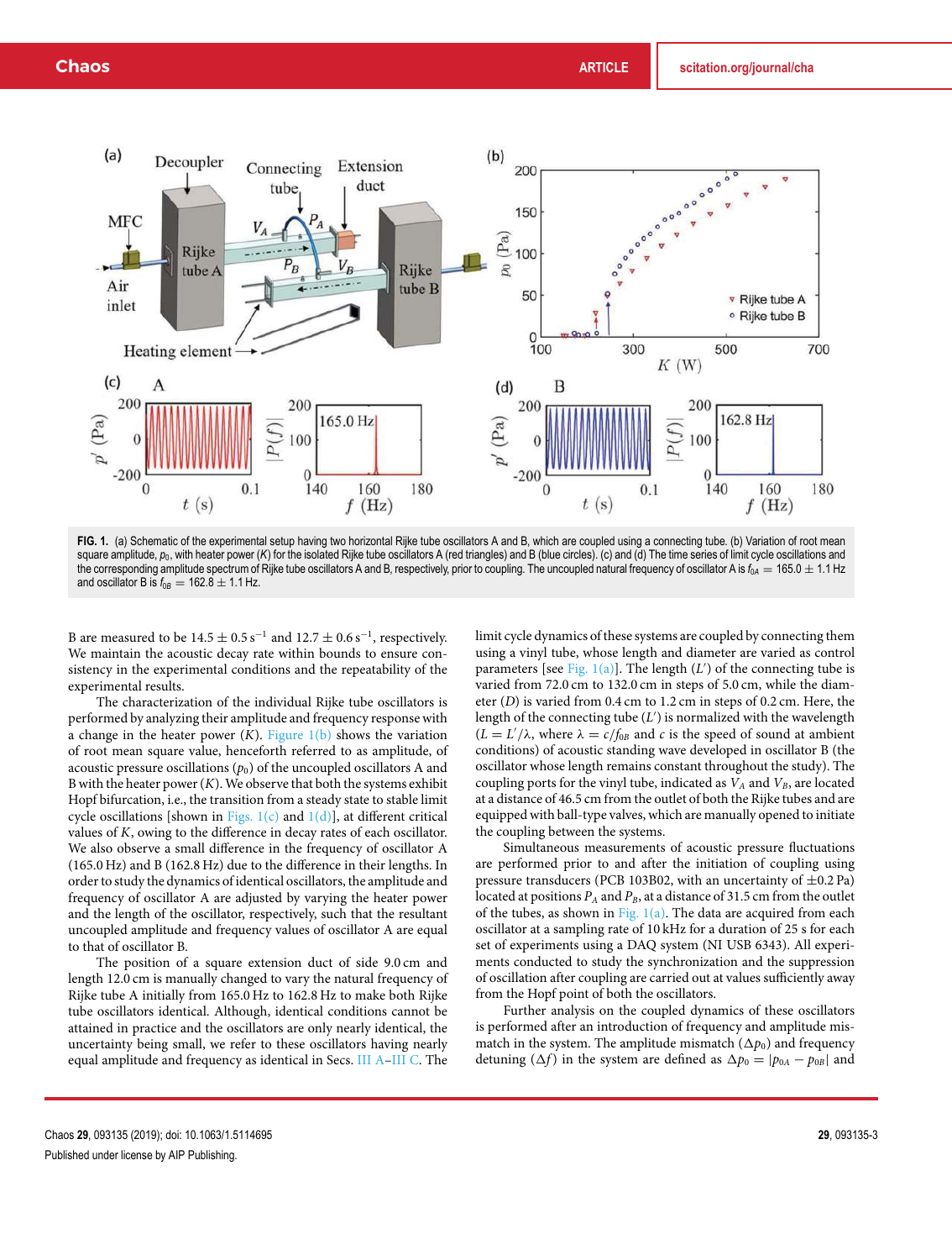**FIG. 1.** (a) Schematic of the experimental setup having two horizontal Rijke tube oscillators A and B, which are coupled using a connecting tube. (b) Variation of root mean square amplitude, $p_0$, with heater power ($K$) for the isolated Rijke tube oscillators A (red triangles) and B (blue circles). (c) and (d) The time series of limit cycle oscillations and the corresponding amplitude spectrum of Rijke tube oscillators A and B, respectively, prior to coupling. The uncoupled natural frequency of oscillator A is $f_{0A} = 165.0 \pm 1.1$ Hz and oscillator B is $f_{0B} = 162.8 \pm 1.1$ Hz.

B are measured to be $14.5 \pm 0.5\,\mathrm{s}^{-1}$ and $12.7 \pm 0.6\,\mathrm{s}^{-1}$, respectively. We maintain the acoustic decay rate within bounds to ensure consistency in the experimental conditions and the repeatability of the experimental results.

The characterization of the individual Rijke tube oscillators is performed by analyzing their amplitude and frequency response with a change in the heater power ($K$). Figure 1(b) shows the variation of root mean square value, henceforth referred to as amplitude, of acoustic pressure oscillations ($p_0$) of the uncoupled oscillators A and B with the heater power ($K$). We observe that both the systems exhibit Hopf bifurcation, i.e., the transition from a steady state to stable limit cycle oscillations [shown in Figs. 1(c) and 1(d)], at different critical values of $K$, owing to the difference in decay rates of each oscillator. We also observe a small difference in the frequency of oscillator A (165.0 Hz) and B (162.8 Hz) due to the difference in their lengths. In order to study the dynamics of identical oscillators, the amplitude and frequency of oscillator A are adjusted by varying the heater power and the length of the oscillator, respectively, such that the resultant uncoupled amplitude and frequency values of oscillator A are equal to that of oscillator B.

The position of a square extension duct of side 9.0 cm and length 12.0 cm is manually changed to vary the natural frequency of Rijke tube A initially from 165.0 Hz to 162.8 Hz to make both Rijke tube oscillators identical. Although, identical conditions cannot be attained in practice and the oscillators are only nearly identical, the uncertainty being small, we refer to these oscillators having nearly equal amplitude and frequency as identical in Secs. III A–III C. The limit cycle dynamics of these systems are coupled by connecting them using a vinyl tube, whose length and diameter are varied as control parameters [see Fig. 1(a)]. The length ($L'$) of the connecting tube is varied from 72.0 cm to 132.0 cm in steps of 5.0 cm, while the diameter ($D$) is varied from 0.4 cm to 1.2 cm in steps of 0.2 cm. Here, the length of the connecting tube ($L'$) is normalized with the wavelength ($L = L'/\lambda$, where $\lambda = c/f_{0B}$ and $c$ is the speed of sound at ambient conditions) of acoustic standing wave developed in oscillator B (the oscillator whose length remains constant throughout the study). The coupling ports for the vinyl tube, indicated as $V_A$ and $V_B$, are located at a distance of 46.5 cm from the outlet of both the Rijke tubes and are equipped with ball-type valves, which are manually opened to initiate the coupling between the systems.

Simultaneous measurements of acoustic pressure fluctuations are performed prior to and after the initiation of coupling using pressure transducers (PCB 103B02, with an uncertainty of $\pm 0.2$ Pa) located at positions $P_A$ and $P_B$, at a distance of 31.5 cm from the outlet of the tubes, as shown in Fig. 1(a). The data are acquired from each oscillator at a sampling rate of 10 kHz for a duration of 25 s for each set of experiments using a DAQ system (NI USB 6343). All experiments conducted to study the synchronization and the suppression of oscillation after coupling are carried out at values sufficiently away from the Hopf point of both the oscillators.

Further analysis on the coupled dynamics of these oscillators is performed after an introduction of frequency and amplitude mismatch in the system. The amplitude mismatch ($\Delta p_0$) and frequency detuning ($\Delta f$) in the system are defined as $\Delta p_0 = |p_{0A} - p_{0B}|$ and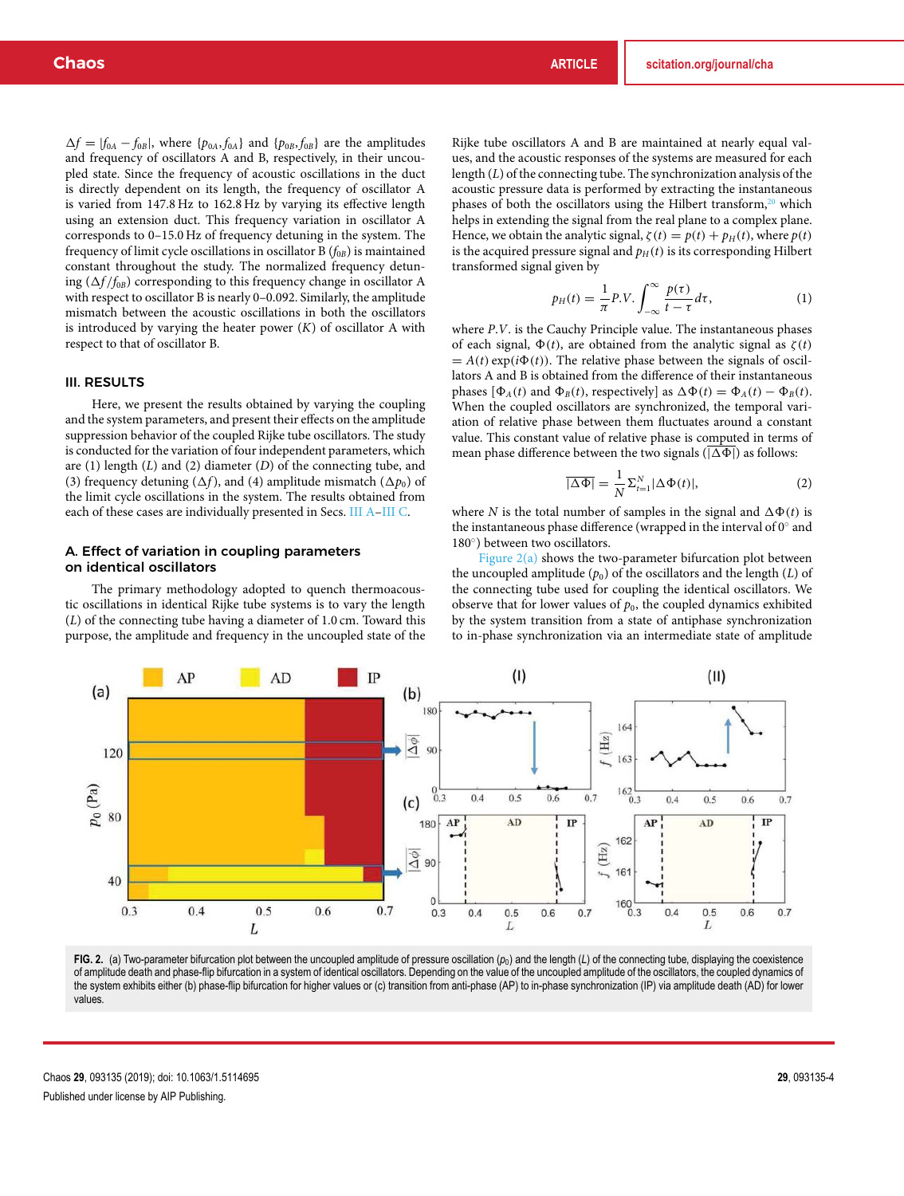$\Delta f = |f_{0A} - f_{0B}|$, where $\{p_{0A}, f_{0A}\}$ and $\{p_{0B}, f_{0B}\}$ are the amplitudes and frequency of oscillators A and B, respectively, in their uncoupled state. Since the frequency of acoustic oscillations in the duct is directly dependent on its length, the frequency of oscillator A is varied from 147.8 Hz to 162.8 Hz by varying its effective length using an extension duct. This frequency variation in oscillator A corresponds to 0–15.0 Hz of frequency detuning in the system. The frequency of limit cycle oscillations in oscillator B ($f_{0B}$) is maintained constant throughout the study. The normalized frequency detuning ($\Delta f / f_{0B}$) corresponding to this frequency change in oscillator A with respect to oscillator B is nearly 0–0.092. Similarly, the amplitude mismatch between the acoustic oscillations in both the oscillators is introduced by varying the heater power ($K$) of oscillator A with respect to that of oscillator B.

## III. RESULTS

Here, we present the results obtained by varying the coupling and the system parameters, and present their effects on the amplitude suppression behavior of the coupled Rijke tube oscillators. The study is conducted for the variation of four independent parameters, which are (1) length ($L$) and (2) diameter ($D$) of the connecting tube, and (3) frequency detuning ($\Delta f$), and (4) amplitude mismatch ($\Delta p_0$) of the limit cycle oscillations in the system. The results obtained from each of these cases are individually presented in Secs. III A–III C.

### A. Effect of variation in coupling parameters on identical oscillators

The primary methodology adopted to quench thermoacoustic oscillations in identical Rijke tube systems is to vary the length ($L$) of the connecting tube having a diameter of 1.0 cm. Toward this purpose, the amplitude and frequency in the uncoupled state of the Rijke tube oscillators A and B are maintained at nearly equal values, and the acoustic responses of the systems are measured for each length ($L$) of the connecting tube. The synchronization analysis of the acoustic pressure data is performed by extracting the instantaneous phases of both the oscillators using the Hilbert transform,[20] which helps in extending the signal from the real plane to a complex plane. Hence, we obtain the analytic signal, $\zeta(t) = p(t) + p_H(t)$, where $p(t)$ is the acquired pressure signal and $p_H(t)$ is its corresponding Hilbert transformed signal given by

$$p_H(t) = \frac{1}{\pi} P.V. \int_{-\infty}^{\infty} \frac{p(\tau)}{t - \tau} d\tau, \tag{1}$$

where $P.V.$ is the Cauchy Principle value. The instantaneous phases of each signal, $\Phi(t)$, are obtained from the analytic signal as $\zeta(t) = A(t) \exp(i\Phi(t))$. The relative phase between the signals of oscillators A and B is obtained from the difference of their instantaneous phases [$\Phi_A(t)$ and $\Phi_B(t)$, respectively] as $\Delta\Phi(t) = \Phi_A(t) - \Phi_B(t)$. When the coupled oscillators are synchronized, the temporal variation of relative phase between them fluctuates around a constant value. This constant value of relative phase is computed in terms of mean phase difference between the two signals ($\overline{|\Delta\Phi|}$) as follows:

$$\overline{|\Delta\Phi|} = \frac{1}{N} \Sigma_{t=1}^{N} |\Delta\Phi(t)|, \tag{2}$$

where $N$ is the total number of samples in the signal and $\Delta\Phi(t)$ is the instantaneous phase difference (wrapped in the interval of 0° and 180°) between two oscillators.

Figure 2(a) shows the two-parameter bifurcation plot between the uncoupled amplitude ($p_0$) of the oscillators and the length ($L$) of the connecting tube used for coupling the identical oscillators. We observe that for lower values of $p_0$, the coupled dynamics exhibited by the system transition from a state of antiphase synchronization to in-phase synchronization via an intermediate state of amplitude

FIG. 2. (a) Two-parameter bifurcation plot between the uncoupled amplitude of pressure oscillation ($p_0$) and the length ($L$) of the connecting tube, displaying the coexistence of amplitude death and phase-flip bifurcation in a system of identical oscillators. Depending on the value of the uncoupled amplitude of the oscillators, the coupled dynamics of the system exhibits either (b) phase-flip bifurcation for higher values or (c) transition from anti-phase (AP) to in-phase synchronization (IP) via amplitude death (AD) for lower values.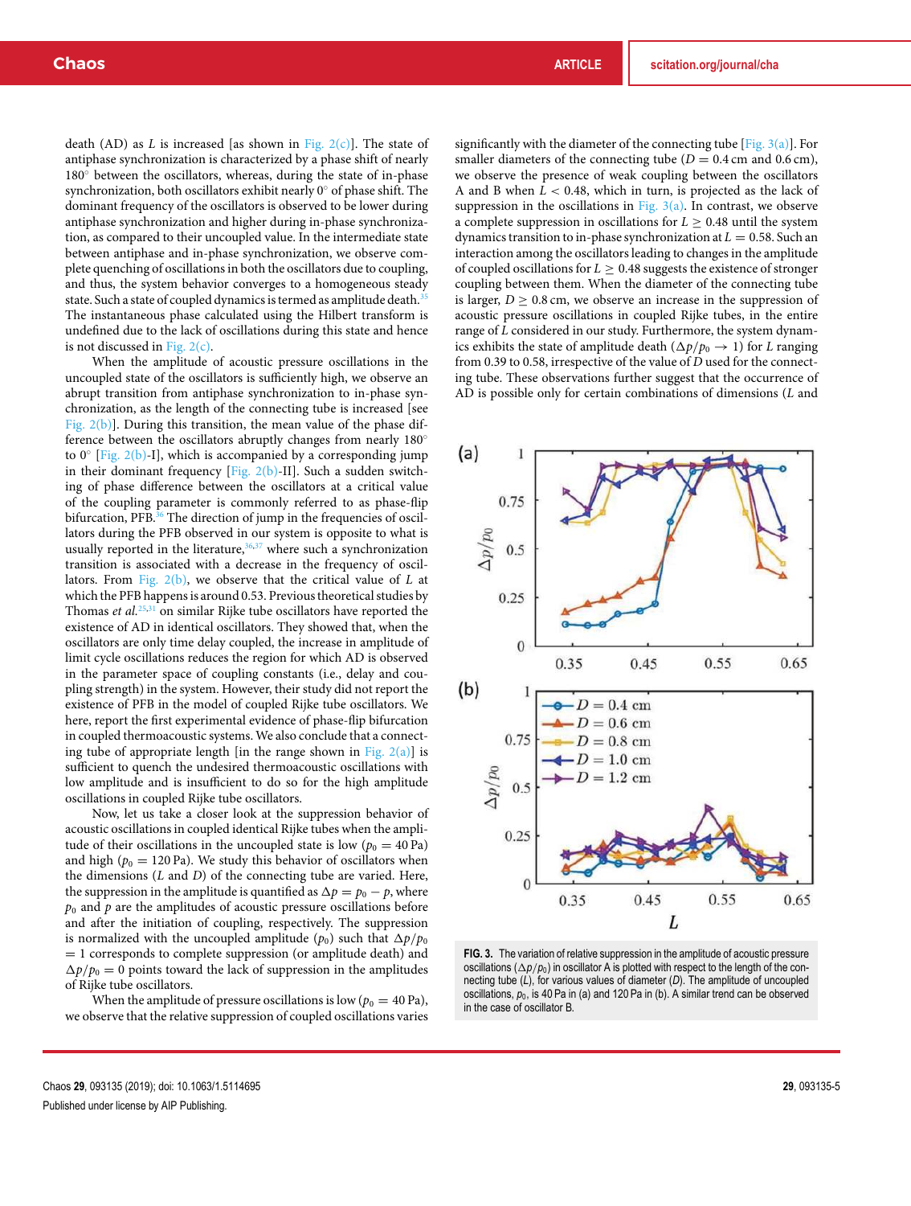death (AD) as $L$ is increased [as shown in Fig. 2(c)]. The state of antiphase synchronization is characterized by a phase shift of nearly 180° between the oscillators, whereas, during the state of in-phase synchronization, both oscillators exhibit nearly 0° of phase shift. The dominant frequency of the oscillators is observed to be lower during antiphase synchronization and higher during in-phase synchronization, as compared to their uncoupled value. In the intermediate state between antiphase and in-phase synchronization, we observe complete quenching of oscillations in both the oscillators due to coupling, and thus, the system behavior converges to a homogeneous steady state. Such a state of coupled dynamics is termed as amplitude death.[35] The instantaneous phase calculated using the Hilbert transform is undefined due to the lack of oscillations during this state and hence is not discussed in Fig. 2(c).

When the amplitude of acoustic pressure oscillations in the uncoupled state of the oscillators is sufficiently high, we observe an abrupt transition from antiphase synchronization to in-phase synchronization, as the length of the connecting tube is increased [see Fig. 2(b)]. During this transition, the mean value of the phase difference between the oscillators abruptly changes from nearly 180° to 0° [Fig. 2(b)-I], which is accompanied by a corresponding jump in their dominant frequency [Fig. 2(b)-II]. Such a sudden switching of phase difference between the oscillators at a critical value of the coupling parameter is commonly referred to as phase-flip bifurcation, PFB.[36] The direction of jump in the frequencies of oscillators during the PFB observed in our system is opposite to what is usually reported in the literature,[36,37] where such a synchronization transition is associated with a decrease in the frequency of oscillators. From Fig. 2(b), we observe that the critical value of $L$ at which the PFB happens is around 0.53. Previous theoretical studies by Thomas *et al.*[25,31] on similar Rijke tube oscillators have reported the existence of AD in identical oscillators. They showed that, when the oscillators are only time delay coupled, the increase in amplitude of limit cycle oscillations reduces the region for which AD is observed in the parameter space of coupling constants (i.e., delay and coupling strength) in the system. However, their study did not report the existence of PFB in the model of coupled Rijke tube oscillators. We here, report the first experimental evidence of phase-flip bifurcation in coupled thermoacoustic systems. We also conclude that a connecting tube of appropriate length [in the range shown in Fig. 2(a)] is sufficient to quench the undesired thermoacoustic oscillations with low amplitude and is insufficient to do so for the high amplitude oscillations in coupled Rijke tube oscillators.

Now, let us take a closer look at the suppression behavior of acoustic oscillations in coupled identical Rijke tubes when the amplitude of their oscillations in the uncoupled state is low ($p_0 = 40$ Pa) and high ($p_0 = 120$ Pa). We study this behavior of oscillators when the dimensions ($L$ and $D$) of the connecting tube are varied. Here, the suppression in the amplitude is quantified as $\Delta p = p_0 - p$, where $p_0$ and $p$ are the amplitudes of acoustic pressure oscillations before and after the initiation of coupling, respectively. The suppression is normalized with the uncoupled amplitude ($p_0$) such that $\Delta p/p_0 = 1$ corresponds to complete suppression (or amplitude death) and $\Delta p/p_0 = 0$ points toward the lack of suppression in the amplitudes of Rijke tube oscillators.

When the amplitude of pressure oscillations is low ($p_0 = 40$ Pa), we observe that the relative suppression of coupled oscillations varies significantly with the diameter of the connecting tube [Fig. 3(a)]. For smaller diameters of the connecting tube ($D = 0.4$ cm and 0.6 cm), we observe the presence of weak coupling between the oscillators A and B when $L < 0.48$, which in turn, is projected as the lack of suppression in the oscillations in Fig. 3(a). In contrast, we observe a complete suppression in oscillations for $L \geq 0.48$ until the system dynamics transition to in-phase synchronization at $L = 0.58$. Such an interaction among the oscillators leading to changes in the amplitude of coupled oscillations for $L \geq 0.48$ suggests the existence of stronger coupling between them. When the diameter of the connecting tube is larger, $D \geq 0.8$ cm, we observe an increase in the suppression of acoustic pressure oscillations in coupled Rijke tubes, in the entire range of $L$ considered in our study. Furthermore, the system dynamics exhibits the state of amplitude death ($\Delta p/p_0 \to 1$) for $L$ ranging from 0.39 to 0.58, irrespective of the value of $D$ used for the connecting tube. These observations further suggest that the occurrence of AD is possible only for certain combinations of dimensions ($L$ and

**FIG. 3.** The variation of relative suppression in the amplitude of acoustic pressure oscillations ($\Delta p/p_0$) in oscillator A is plotted with respect to the length of the connecting tube ($L$), for various values of diameter ($D$). The amplitude of uncoupled oscillations, $p_0$, is 40 Pa in (a) and 120 Pa in (b). A similar trend can be observed in the case of oscillator B.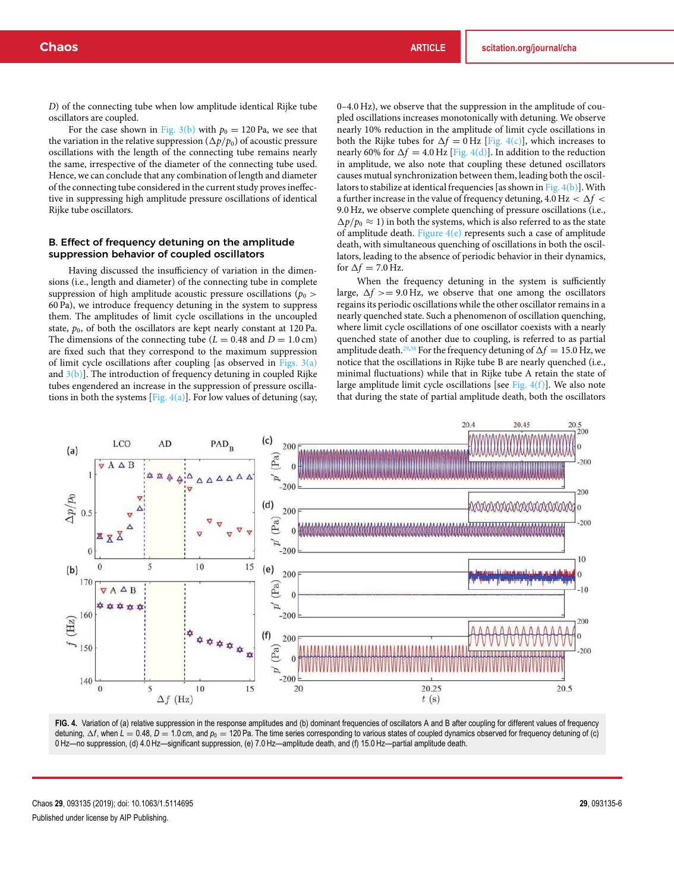$D$) of the connecting tube when low amplitude identical Rijke tube oscillators are coupled.

For the case shown in Fig. 3(b) with $p_0 = 120$ Pa, we see that the variation in the relative suppression ($\Delta p/p_0$) of acoustic pressure oscillations with the length of the connecting tube remains nearly the same, irrespective of the diameter of the connecting tube used. Hence, we can conclude that any combination of length and diameter of the connecting tube considered in the current study proves ineffective in suppressing high amplitude pressure oscillations of identical Rijke tube oscillators.

### B. Effect of frequency detuning on the amplitude suppression behavior of coupled oscillators

Having discussed the insufficiency of variation in the dimensions (i.e., length and diameter) of the connecting tube in complete suppression of high amplitude acoustic pressure oscillations ($p_0 > 60$ Pa), we introduce frequency detuning in the system to suppress them. The amplitudes of limit cycle oscillations in the uncoupled state, $p_0$, of both the oscillators are kept nearly constant at 120 Pa. The dimensions of the connecting tube ($L = 0.48$ and $D = 1.0$ cm) are fixed such that they correspond to the maximum suppression of limit cycle oscillations after coupling [as observed in Figs. 3(a) and 3(b)]. The introduction of frequency detuning in coupled Rijke tubes engendered an increase in the suppression of pressure oscillations in both the systems [Fig. 4(a)]. For low values of detuning (say, 0–4.0 Hz), we observe that the suppression in the amplitude of coupled oscillations increases monotonically with detuning. We observe nearly 10% reduction in the amplitude of limit cycle oscillations in both the Rijke tubes for $\Delta f = 0$ Hz [Fig. 4(c)], which increases to nearly 60% for $\Delta f = 4.0$ Hz [Fig. 4(d)]. In addition to the reduction in amplitude, we also note that coupling these detuned oscillators causes mutual synchronization between them, leading both the oscillators to stabilize at identical frequencies [as shown in Fig. 4(b)]. With a further increase in the value of frequency detuning, $4.0\text{ Hz} < \Delta f < 9.0\text{ Hz}$, we observe complete quenching of pressure oscillations (i.e., $\Delta p/p_0 \approx 1$) in both the systems, which is also referred to as the state of amplitude death. Figure 4(e) represents such a case of amplitude death, with simultaneous quenching of oscillations in both the oscillators, leading to the absence of periodic behavior in their dynamics, for $\Delta f = 7.0$ Hz.

When the frequency detuning in the system is sufficiently large, $\Delta f >= 9.0$ Hz, we observe that one among the oscillators regains its periodic oscillations while the other oscillator remains in a nearly quenched state. Such a phenomenon of oscillation quenching, where limit cycle oscillations of one oscillator coexists with a nearly quenched state of another due to coupling, is referred to as partial amplitude death.[29,38] For the frequency detuning of $\Delta f = 15.0$ Hz, we notice that the oscillations in Rijke tube B are nearly quenched (i.e., minimal fluctuations) while that in Rijke tube A retain the state of large amplitude limit cycle oscillations [see Fig. 4(f)]. We also note that during the state of partial amplitude death, both the oscillators

**FIG. 4.** Variation of (a) relative suppression in the response amplitudes and (b) dominant frequencies of oscillators A and B after coupling for different values of frequency detuning, $\Delta f$, when $L = 0.48$, $D = 1.0$ cm, and $p_0 = 120$ Pa. The time series corresponding to various states of coupled dynamics observed for frequency detuning of (c) 0 Hz—no suppression, (d) 4.0 Hz—significant suppression, (e) 7.0 Hz—amplitude death, and (f) 15.0 Hz—partial amplitude death.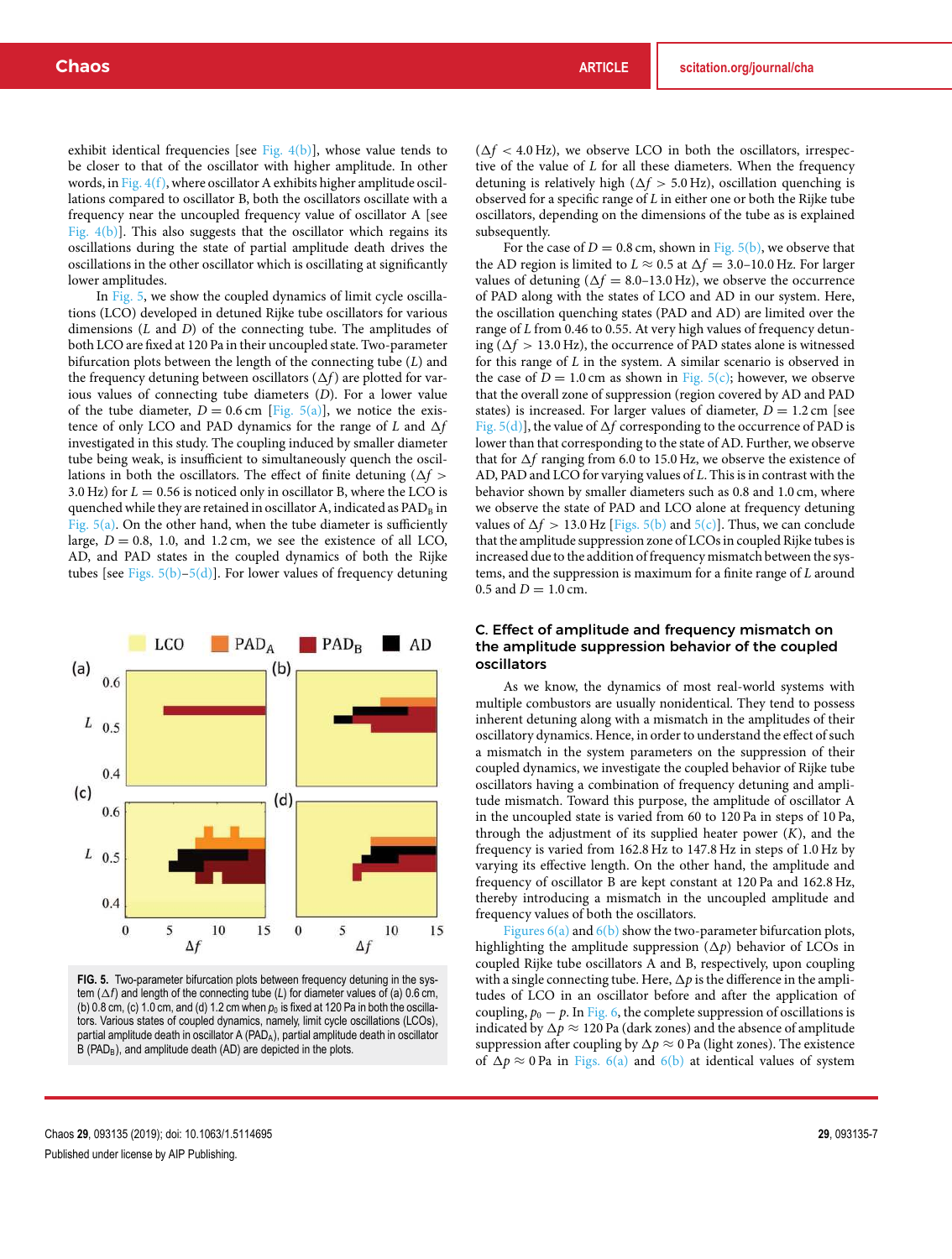exhibit identical frequencies [see Fig. 4(b)], whose value tends to be closer to that of the oscillator with higher amplitude. In other words, in Fig. 4(f), where oscillator A exhibits higher amplitude oscillations compared to oscillator B, both the oscillators oscillate with a frequency near the uncoupled frequency value of oscillator A [see Fig. 4(b)]. This also suggests that the oscillator which regains its oscillations during the state of partial amplitude death drives the oscillations in the other oscillator which is oscillating at significantly lower amplitudes.

In Fig. 5, we show the coupled dynamics of limit cycle oscillations (LCO) developed in detuned Rijke tube oscillators for various dimensions ($L$ and $D$) of the connecting tube. The amplitudes of both LCO are fixed at 120 Pa in their uncoupled state. Two-parameter bifurcation plots between the length of the connecting tube ($L$) and the frequency detuning between oscillators ($\Delta f$) are plotted for various values of connecting tube diameters ($D$). For a lower value of the tube diameter, $D = 0.6$ cm [Fig. 5(a)], we notice the existence of only LCO and PAD dynamics for the range of $L$ and $\Delta f$ investigated in this study. The coupling induced by smaller diameter tube being weak, is insufficient to simultaneously quench the oscillations in both the oscillators. The effect of finite detuning ($\Delta f >$ 3.0 Hz) for $L = 0.56$ is noticed only in oscillator B, where the LCO is quenched while they are retained in oscillator A, indicated as $\text{PAD}_\text{B}$ in Fig. 5(a). On the other hand, when the tube diameter is sufficiently large, $D = 0.8$, 1.0, and 1.2 cm, we see the existence of all LCO, AD, and PAD states in the coupled dynamics of both the Rijke tubes [see Figs. 5(b)–5(d)]. For lower values of frequency detuning ($\Delta f < 4.0$ Hz), we observe LCO in both the oscillators, irrespective of the value of $L$ for all these diameters. When the frequency detuning is relatively high ($\Delta f > 5.0$ Hz), oscillation quenching is observed for a specific range of $L$ in either one or both the Rijke tube oscillators, depending on the dimensions of the tube as is explained subsequently.

For the case of $D = 0.8$ cm, shown in Fig. 5(b), we observe that the AD region is limited to $L \approx 0.5$ at $\Delta f = 3.0$–10.0 Hz. For larger values of detuning ($\Delta f = 8.0$–13.0 Hz), we observe the occurrence of PAD along with the states of LCO and AD in our system. Here, the oscillation quenching states (PAD and AD) are limited over the range of $L$ from 0.46 to 0.55. At very high values of frequency detuning ($\Delta f > 13.0$ Hz), the occurrence of PAD states alone is witnessed for this range of $L$ in the system. A similar scenario is observed in the case of $D = 1.0$ cm as shown in Fig. 5(c); however, we observe that the overall zone of suppression (region covered by AD and PAD states) is increased. For larger values of diameter, $D = 1.2$ cm [see Fig. 5(d)], the value of $\Delta f$ corresponding to the occurrence of PAD is lower than that corresponding to the state of AD. Further, we observe that for $\Delta f$ ranging from 6.0 to 15.0 Hz, we observe the existence of AD, PAD and LCO for varying values of $L$. This is in contrast with the behavior shown by smaller diameters such as 0.8 and 1.0 cm, where we observe the state of PAD and LCO alone at frequency detuning values of $\Delta f > 13.0$ Hz [Figs. 5(b) and 5(c)]. Thus, we can conclude that the amplitude suppression zone of LCOs in coupled Rijke tubes is increased due to the addition of frequency mismatch between the systems, and the suppression is maximum for a finite range of $L$ around 0.5 and $D = 1.0$ cm.

**FIG. 5.** Two-parameter bifurcation plots between frequency detuning in the system ($\Delta f$) and length of the connecting tube ($L$) for diameter values of (a) 0.6 cm, (b) 0.8 cm, (c) 1.0 cm, and (d) 1.2 cm when $p_0$ is fixed at 120 Pa in both the oscillators. Various states of coupled dynamics, namely, limit cycle oscillations (LCOs), partial amplitude death in oscillator A ($\text{PAD}_\text{A}$), partial amplitude death in oscillator B ($\text{PAD}_\text{B}$), and amplitude death (AD) are depicted in the plots.

### C. Effect of amplitude and frequency mismatch on the amplitude suppression behavior of the coupled oscillators

As we know, the dynamics of most real-world systems with multiple combustors are usually nonidentical. They tend to possess inherent detuning along with a mismatch in the amplitudes of their oscillatory dynamics. Hence, in order to understand the effect of such a mismatch in the system parameters on the suppression of their coupled dynamics, we investigate the coupled behavior of Rijke tube oscillators having a combination of frequency detuning and amplitude mismatch. Toward this purpose, the amplitude of oscillator A in the uncoupled state is varied from 60 to 120 Pa in steps of 10 Pa, through the adjustment of its supplied heater power ($K$), and the frequency is varied from 162.8 Hz to 147.8 Hz in steps of 1.0 Hz by varying its effective length. On the other hand, the amplitude and frequency of oscillator B are kept constant at 120 Pa and 162.8 Hz, thereby introducing a mismatch in the uncoupled amplitude and frequency values of both the oscillators.

Figures 6(a) and 6(b) show the two-parameter bifurcation plots, highlighting the amplitude suppression ($\Delta p$) behavior of LCOs in coupled Rijke tube oscillators A and B, respectively, upon coupling with a single connecting tube. Here, $\Delta p$ is the difference in the amplitudes of LCO in an oscillator before and after the application of coupling, $p_0 - p$. In Fig. 6, the complete suppression of oscillations is indicated by $\Delta p \approx 120$ Pa (dark zones) and the absence of amplitude suppression after coupling by $\Delta p \approx 0$ Pa (light zones). The existence of $\Delta p \approx 0$ Pa in Figs. 6(a) and 6(b) at identical values of system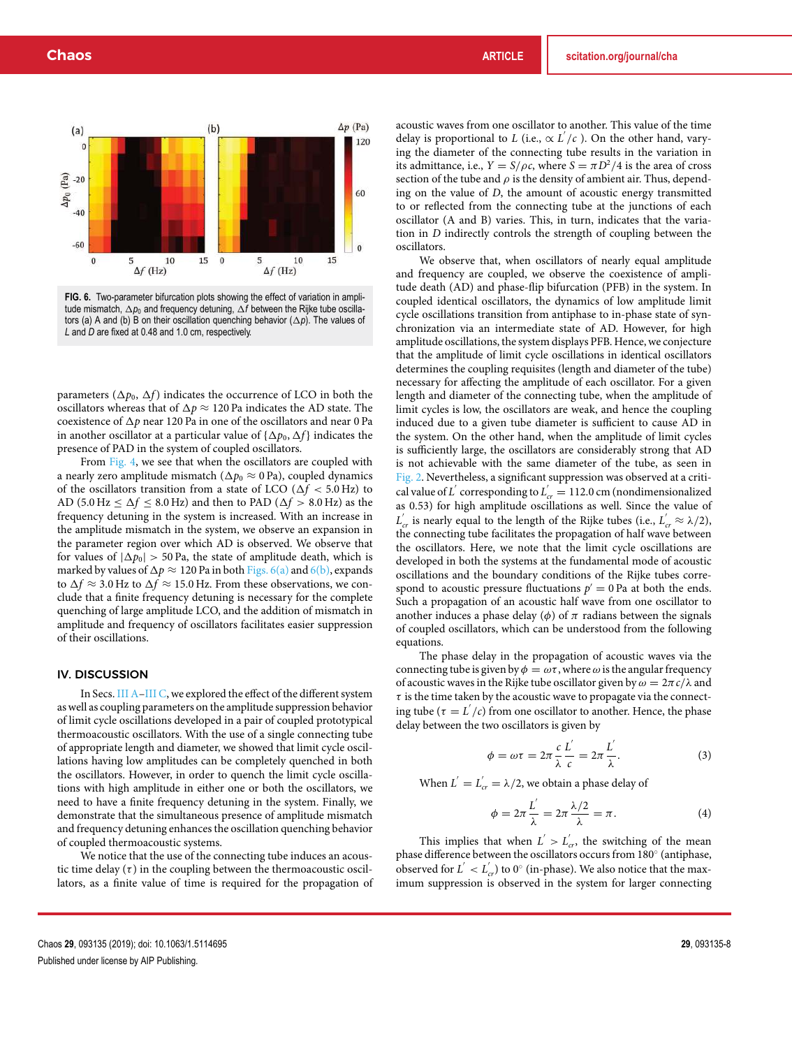FIG. 6. Two-parameter bifurcation plots showing the effect of variation in amplitude mismatch, $\Delta p_0$ and frequency detuning, $\Delta f$ between the Rijke tube oscillators (a) A and (b) B on their oscillation quenching behavior ($\Delta p$). The values of $L$ and $D$ are fixed at 0.48 and 1.0 cm, respectively.

parameters ($\Delta p_0$, $\Delta f$) indicates the occurrence of LCO in both the oscillators whereas that of $\Delta p \approx 120$ Pa indicates the AD state. The coexistence of $\Delta p$ near 120 Pa in one of the oscillators and near 0 Pa in another oscillator at a particular value of $\{\Delta p_0, \Delta f\}$ indicates the presence of PAD in the system of coupled oscillators.

From Fig. 4, we see that when the oscillators are coupled with a nearly zero amplitude mismatch ($\Delta p_0 \approx 0$ Pa), coupled dynamics of the oscillators transition from a state of LCO ($\Delta f < 5.0$ Hz) to AD ($5.0\,\text{Hz} \leq \Delta f \leq 8.0\,\text{Hz}$) and then to PAD ($\Delta f > 8.0$ Hz) as the frequency detuning in the system is increased. With an increase in the amplitude mismatch in the system, we observe an expansion in the parameter region over which AD is observed. We observe that for values of $|\Delta p_0| > 50$ Pa, the state of amplitude death, which is marked by values of $\Delta p \approx 120$ Pa in both Figs. 6(a) and 6(b), expands to $\Delta f \approx 3.0$ Hz to $\Delta f \approx 15.0$ Hz. From these observations, we conclude that a finite frequency detuning is necessary for the complete quenching of large amplitude LCO, and the addition of mismatch in amplitude and frequency of oscillators facilitates easier suppression of their oscillations.

## IV. DISCUSSION

In Secs. III A–III C, we explored the effect of the different system as well as coupling parameters on the amplitude suppression behavior of limit cycle oscillations developed in a pair of coupled prototypical thermoacoustic oscillators. With the use of a single connecting tube of appropriate length and diameter, we showed that limit cycle oscillations having low amplitudes can be completely quenched in both the oscillators. However, in order to quench the limit cycle oscillations with high amplitude in either one or both the oscillators, we need to have a finite frequency detuning in the system. Finally, we demonstrate that the simultaneous presence of amplitude mismatch and frequency detuning enhances the oscillation quenching behavior of coupled thermoacoustic systems.

We notice that the use of the connecting tube induces an acoustic time delay ($\tau$) in the coupling between the thermoacoustic oscillators, as a finite value of time is required for the propagation of acoustic waves from one oscillator to another. This value of the time delay is proportional to $L$ (i.e., $\propto L'/c$ ). On the other hand, varying the diameter of the connecting tube results in the variation in its admittance, i.e., $Y = S/\rho c$, where $S = \pi D^2/4$ is the area of cross section of the tube and $\rho$ is the density of ambient air. Thus, depending on the value of $D$, the amount of acoustic energy transmitted to or reflected from the connecting tube at the junctions of each oscillator (A and B) varies. This, in turn, indicates that the variation in $D$ indirectly controls the strength of coupling between the oscillators.

We observe that, when oscillators of nearly equal amplitude and frequency are coupled, we observe the coexistence of amplitude death (AD) and phase-flip bifurcation (PFB) in the system. In coupled identical oscillators, the dynamics of low amplitude limit cycle oscillations transition from antiphase to in-phase state of synchronization via an intermediate state of AD. However, for high amplitude oscillations, the system displays PFB. Hence, we conjecture that the amplitude of limit cycle oscillations in identical oscillators determines the coupling requisites (length and diameter of the tube) necessary for affecting the amplitude of each oscillator. For a given length and diameter of the connecting tube, when the amplitude of limit cycles is low, the oscillators are weak, and hence the coupling induced due to a given tube diameter is sufficient to cause AD in the system. On the other hand, when the amplitude of limit cycles is sufficiently large, the oscillators are considerably strong that AD is not achievable with the same diameter of the tube, as seen in Fig. 2. Nevertheless, a significant suppression was observed at a critical value of $L'$ corresponding to $L'_{cr} = 112.0$ cm (nondimensionalized as 0.53) for high amplitude oscillations as well. Since the value of $L'_{cr}$ is nearly equal to the length of the Rijke tubes (i.e., $L'_{cr} \approx \lambda/2$), the connecting tube facilitates the propagation of half wave between the oscillators. Here, we note that the limit cycle oscillations are developed in both the systems at the fundamental mode of acoustic oscillations and the boundary conditions of the Rijke tubes correspond to acoustic pressure fluctuations $p' = 0$ Pa at both the ends. Such a propagation of an acoustic half wave from one oscillator to another induces a phase delay ($\phi$) of $\pi$ radians between the signals of coupled oscillators, which can be understood from the following equations.

The phase delay in the propagation of acoustic waves via the connecting tube is given by $\phi = \omega\tau$, where $\omega$ is the angular frequency of acoustic waves in the Rijke tube oscillator given by $\omega = 2\pi c/\lambda$ and $\tau$ is the time taken by the acoustic wave to propagate via the connecting tube ($\tau = L'/c$) from one oscillator to another. Hence, the phase delay between the two oscillators is given by

$$\phi = \omega\tau = 2\pi \frac{c}{\lambda}\frac{L'}{c} = 2\pi \frac{L'}{\lambda}. \tag{3}$$

When $L' = L'_{cr} = \lambda/2$, we obtain a phase delay of

$$\phi = 2\pi \frac{L'}{\lambda} = 2\pi \frac{\lambda/2}{\lambda} = \pi. \tag{4}$$

This implies that when $L' > L'_{cr}$, the switching of the mean phase difference between the oscillators occurs from 180° (antiphase, observed for $L' < L'_{cr}$) to 0° (in-phase). We also notice that the maximum suppression is observed in the system for larger connecting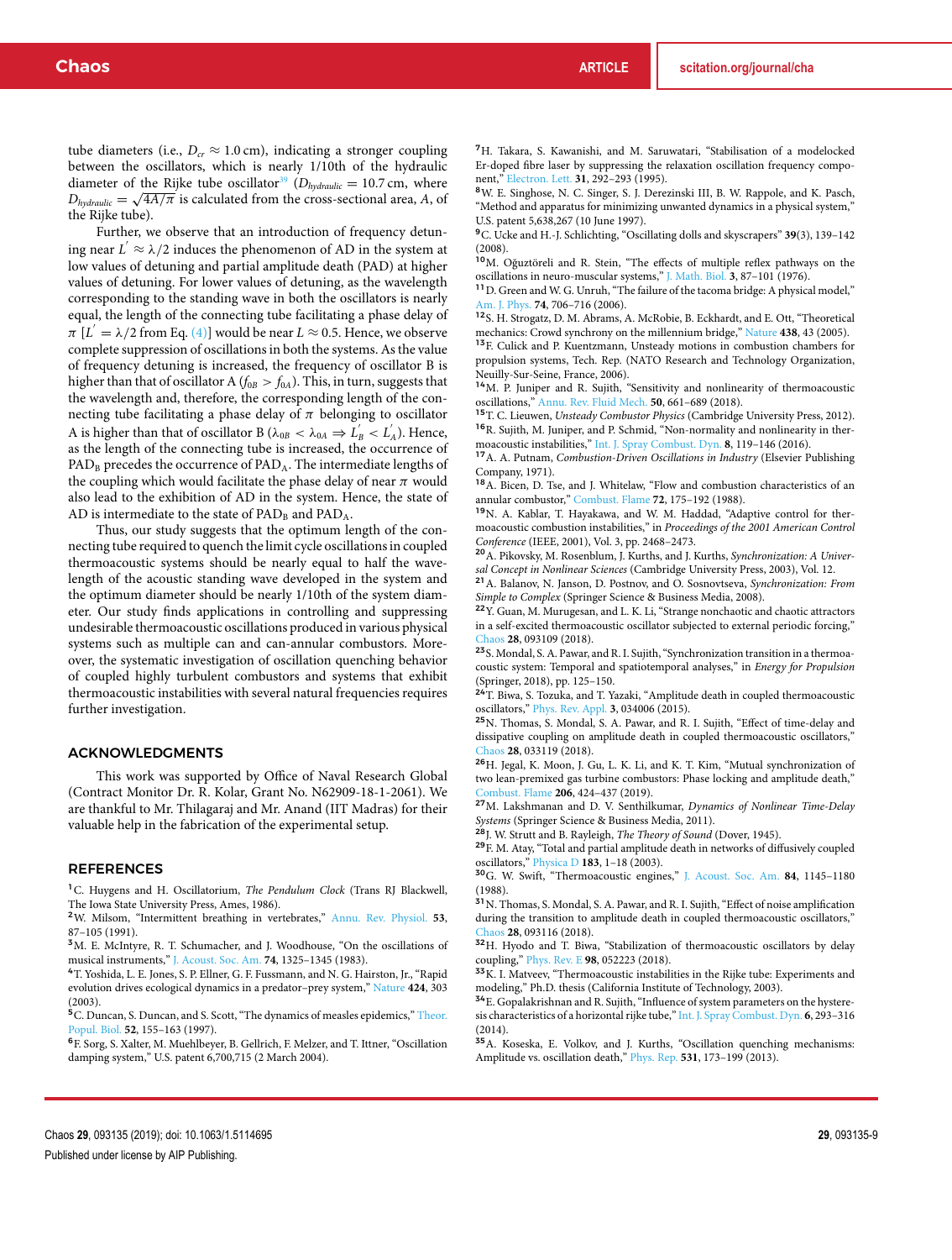tube diameters (i.e., $D_{cr} \approx 1.0$ cm), indicating a stronger coupling between the oscillators, which is nearly 1/10th of the hydraulic diameter of the Rijke tube oscillator[39] ($D_{hydraulic} = 10.7$ cm, where $D_{hydraulic} = \sqrt{4A/\pi}$ is calculated from the cross-sectional area, $A$, of the Rijke tube).

Further, we observe that an introduction of frequency detuning near $L^{'} \approx \lambda/2$ induces the phenomenon of AD in the system at low values of detuning and partial amplitude death (PAD) at higher values of detuning. For lower values of detuning, as the wavelength corresponding to the standing wave in both the oscillators is nearly equal, the length of the connecting tube facilitating a phase delay of $\pi$ [$L^{'} = \lambda/2$ from Eq. (4)] would be near $L \approx 0.5$. Hence, we observe complete suppression of oscillations in both the systems. As the value of frequency detuning is increased, the frequency of oscillator B is higher than that of oscillator A ($f_{0B} > f_{0A}$). This, in turn, suggests that the wavelength and, therefore, the corresponding length of the connecting tube facilitating a phase delay of $\pi$ belonging to oscillator A is higher than that of oscillator B ($\lambda_{0B} < \lambda_{0A} \Rightarrow L_B^{'} < L_A^{'}$). Hence, as the length of the connecting tube is increased, the occurrence of $\text{PAD}_\text{B}$ precedes the occurrence of $\text{PAD}_\text{A}$. The intermediate lengths of the coupling which would facilitate the phase delay of near $\pi$ would also lead to the exhibition of AD in the system. Hence, the state of AD is intermediate to the state of $\text{PAD}_\text{B}$ and $\text{PAD}_\text{A}$.

Thus, our study suggests that the optimum length of the connecting tube required to quench the limit cycle oscillations in coupled thermoacoustic systems should be nearly equal to half the wavelength of the acoustic standing wave developed in the system and the optimum diameter should be nearly 1/10th of the system diameter. Our study finds applications in controlling and suppressing undesirable thermoacoustic oscillations produced in various physical systems such as multiple can and can-annular combustors. Moreover, the systematic investigation of oscillation quenching behavior of coupled highly turbulent combustors and systems that exhibit thermoacoustic instabilities with several natural frequencies requires further investigation.

## ACKNOWLEDGMENTS

This work was supported by Office of Naval Research Global (Contract Monitor Dr. R. Kolar, Grant No. N62909-18-1-2061). We are thankful to Mr. Thilagaraj and Mr. Anand (IIT Madras) for their valuable help in the fabrication of the experimental setup.

## REFERENCES

[1] C. Huygens and H. Oscillatorium, *The Pendulum Clock* (Trans RJ Blackwell, The Iowa State University Press, Ames, 1986).

[2] W. Milsom, "Intermittent breathing in vertebrates," Annu. Rev. Physiol. **53**, 87–105 (1991).

[3] M. E. McIntyre, R. T. Schumacher, and J. Woodhouse, "On the oscillations of musical instruments," J. Acoust. Soc. Am. **74**, 1325–1345 (1983).

[4] T. Yoshida, L. E. Jones, S. P. Ellner, G. F. Fussmann, and N. G. Hairston, Jr., "Rapid evolution drives ecological dynamics in a predator–prey system," Nature **424**, 303 (2003).

[5] C. Duncan, S. Duncan, and S. Scott, "The dynamics of measles epidemics," Theor. Popul. Biol. **52**, 155–163 (1997).

[6] F. Sorg, S. Xalter, M. Muehlbeyer, B. Gellrich, F. Melzer, and T. Ittner, "Oscillation damping system," U.S. patent 6,700,715 (2 March 2004).

[7] H. Takara, S. Kawanishi, and M. Saruwatari, "Stabilisation of a modelocked Er-doped fibre laser by suppressing the relaxation oscillation frequency component," Electron. Lett. **31**, 292–293 (1995).

[8] W. E. Singhose, N. C. Singer, S. J. Derezinski III, B. W. Rappole, and K. Pasch, "Method and apparatus for minimizing unwanted dynamics in a physical system," U.S. patent 5,638,267 (10 June 1997).

[9] C. Ucke and H.-J. Schlichting, "Oscillating dolls and skyscrapers" **39**(3), 139–142 (2008).

[10] M. Oğuztöreli and R. Stein, "The effects of multiple reflex pathways on the oscillations in neuro-muscular systems," J. Math. Biol. **3**, 87–101 (1976).

[11] D. Green and W. G. Unruh, "The failure of the tacoma bridge: A physical model," Am. J. Phys. **74**, 706–716 (2006).

[12] S. H. Strogatz, D. M. Abrams, A. McRobie, B. Eckhardt, and E. Ott, "Theoretical mechanics: Crowd synchrony on the millennium bridge," Nature **438**, 43 (2005).

[13] F. Culick and P. Kuentzmann, Unsteady motions in combustion chambers for propulsion systems, Tech. Rep. (NATO Research and Technology Organization, Neuilly-Sur-Seine, France, 2006).

[14] M. P. Juniper and R. Sujith, "Sensitivity and nonlinearity of thermoacoustic oscillations," Annu. Rev. Fluid Mech. **50**, 661–689 (2018).

[15] T. C. Lieuwen, *Unsteady Combustor Physics* (Cambridge University Press, 2012).

[16] R. Sujith, M. Juniper, and P. Schmid, "Non-normality and nonlinearity in thermoacoustic instabilities," Int. J. Spray Combust. Dyn. **8**, 119–146 (2016).

[17] A. A. Putnam, *Combustion-Driven Oscillations in Industry* (Elsevier Publishing Company, 1971).

[18] A. Bicen, D. Tse, and J. Whitelaw, "Flow and combustion characteristics of an annular combustor," Combust. Flame **72**, 175–192 (1988).

[19] N. A. Kablar, T. Hayakawa, and W. M. Haddad, "Adaptive control for thermoacoustic combustion instabilities," in *Proceedings of the 2001 American Control Conference* (IEEE, 2001), Vol. 3, pp. 2468–2473.

[20] A. Pikovsky, M. Rosenblum, J. Kurths, and J. Kurths, *Synchronization: A Universal Concept in Nonlinear Sciences* (Cambridge University Press, 2003), Vol. 12.

[21] A. Balanov, N. Janson, D. Postnov, and O. Sosnovtseva, *Synchronization: From Simple to Complex* (Springer Science & Business Media, 2008).

[22] Y. Guan, M. Murugesan, and L. K. Li, "Strange nonchaotic and chaotic attractors in a self-excited thermoacoustic oscillator subjected to external periodic forcing," Chaos **28**, 093109 (2018).

[23] S. Mondal, S. A. Pawar, and R. I. Sujith, "Synchronization transition in a thermoacoustic system: Temporal and spatiotemporal analyses," in *Energy for Propulsion* (Springer, 2018), pp. 125–150.

[24] T. Biwa, S. Tozuka, and T. Yazaki, "Amplitude death in coupled thermoacoustic oscillators," Phys. Rev. Appl. **3**, 034006 (2015).

[25] N. Thomas, S. Mondal, S. A. Pawar, and R. I. Sujith, "Effect of time-delay and dissipative coupling on amplitude death in coupled thermoacoustic oscillators," Chaos **28**, 033119 (2018).

[26] H. Jegal, K. Moon, J. Gu, L. K. Li, and K. T. Kim, "Mutual synchronization of two lean-premixed gas turbine combustors: Phase locking and amplitude death," Combust. Flame **206**, 424–437 (2019).

[27] M. Lakshmanan and D. V. Senthilkumar, *Dynamics of Nonlinear Time-Delay Systems* (Springer Science & Business Media, 2011).

[28] J. W. Strutt and B. Rayleigh, *The Theory of Sound* (Dover, 1945).

[29] F. M. Atay, "Total and partial amplitude death in networks of diffusively coupled oscillators," Physica D **183**, 1–18 (2003).

[30] G. W. Swift, "Thermoacoustic engines," J. Acoust. Soc. Am. **84**, 1145–1180 (1988).

[31] N. Thomas, S. Mondal, S. A. Pawar, and R. I. Sujith, "Effect of noise amplification during the transition to amplitude death in coupled thermoacoustic oscillators," Chaos **28**, 093116 (2018).

[32] H. Hyodo and T. Biwa, "Stabilization of thermoacoustic oscillators by delay coupling," Phys. Rev. E **98**, 052223 (2018).

[33] K. I. Matveev, "Thermoacoustic instabilities in the Rijke tube: Experiments and modeling," Ph.D. thesis (California Institute of Technology, 2003).

[34] E. Gopalakrishnan and R. Sujith, "Influence of system parameters on the hysteresis characteristics of a horizontal rijke tube," Int. J. Spray Combust. Dyn. **6**, 293–316 (2014).

[35] A. Koseska, E. Volkov, and J. Kurths, "Oscillation quenching mechanisms: Amplitude vs. oscillation death," Phys. Rep. **531**, 173–199 (2013).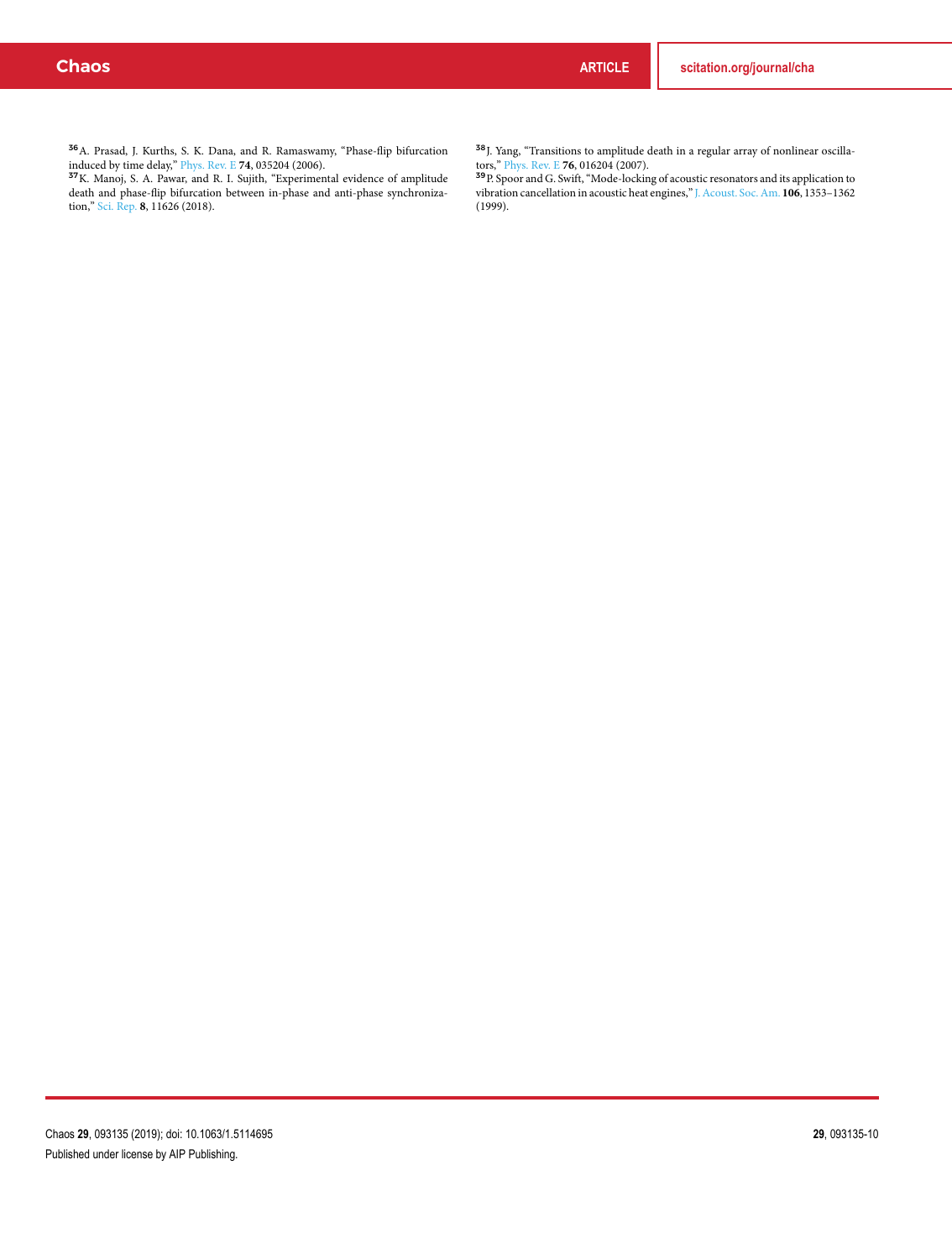[36] A. Prasad, J. Kurths, S. K. Dana, and R. Ramaswamy, "Phase-flip bifurcation induced by time delay," Phys. Rev. E **74**, 035204 (2006).

[37] K. Manoj, S. A. Pawar, and R. I. Sujith, "Experimental evidence of amplitude death and phase-flip bifurcation between in-phase and anti-phase synchronization," Sci. Rep. **8**, 11626 (2018).

[38] J. Yang, "Transitions to amplitude death in a regular array of nonlinear oscillators," Phys. Rev. E **76**, 016204 (2007).

[39] P. Spoor and G. Swift, "Mode-locking of acoustic resonators and its application to vibration cancellation in acoustic heat engines," J. Acoust. Soc. Am. **106**, 1353–1362 (1999).